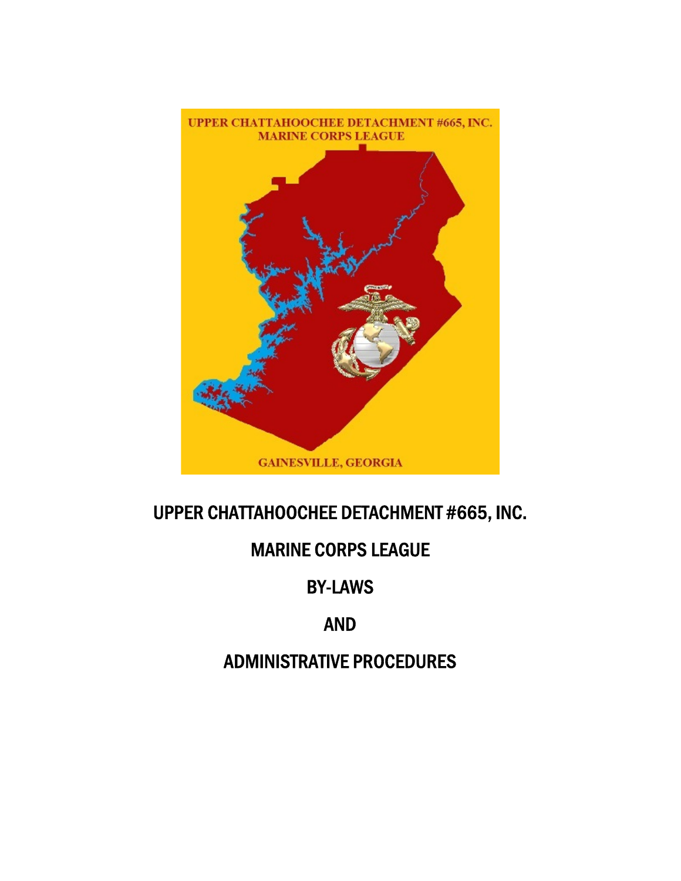UPPER CHATTAHOOCHEE DETACHMENT #665, INC.
MARINE CORPS LEAGUE

GAINESVILLE, GEORGIA

# UPPER CHATTAHOOCHEE DETACHMENT #665, INC.

# MARINE CORPS LEAGUE

# BY-LAWS

# AND

# ADMINISTRATIVE PROCEDURES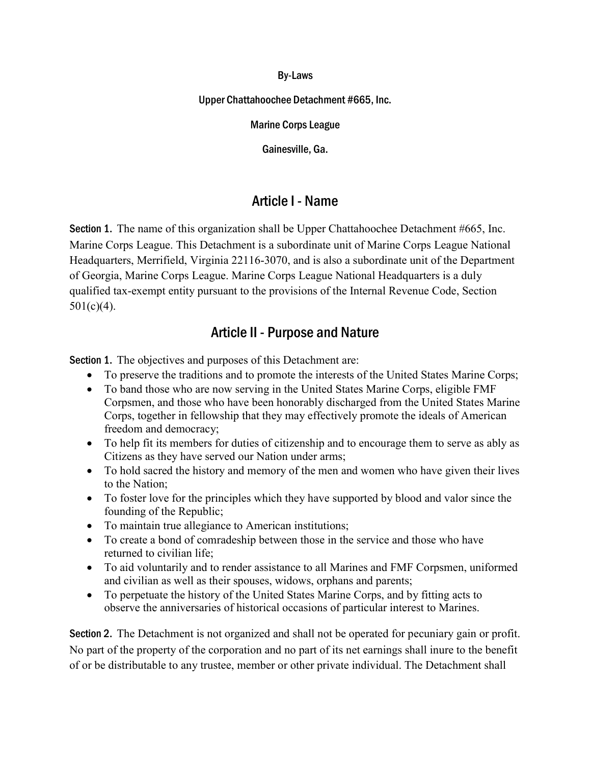By-Laws

Upper Chattahoochee Detachment #665, Inc.

Marine Corps League

Gainesville, Ga.

## Article I - Name

**Section 1.** The name of this organization shall be Upper Chattahoochee Detachment #665, Inc. Marine Corps League. This Detachment is a subordinate unit of Marine Corps League National Headquarters, Merrifield, Virginia 22116-3070, and is also a subordinate unit of the Department of Georgia, Marine Corps League. Marine Corps League National Headquarters is a duly qualified tax-exempt entity pursuant to the provisions of the Internal Revenue Code, Section 501(c)(4).

## Article II - Purpose and Nature

**Section 1.** The objectives and purposes of this Detachment are:

- To preserve the traditions and to promote the interests of the United States Marine Corps;
- To band those who are now serving in the United States Marine Corps, eligible FMF Corpsmen, and those who have been honorably discharged from the United States Marine Corps, together in fellowship that they may effectively promote the ideals of American freedom and democracy;
- To help fit its members for duties of citizenship and to encourage them to serve as ably as Citizens as they have served our Nation under arms;
- To hold sacred the history and memory of the men and women who have given their lives to the Nation;
- To foster love for the principles which they have supported by blood and valor since the founding of the Republic;
- To maintain true allegiance to American institutions;
- To create a bond of comradeship between those in the service and those who have returned to civilian life;
- To aid voluntarily and to render assistance to all Marines and FMF Corpsmen, uniformed and civilian as well as their spouses, widows, orphans and parents;
- To perpetuate the history of the United States Marine Corps, and by fitting acts to observe the anniversaries of historical occasions of particular interest to Marines.

**Section 2.** The Detachment is not organized and shall not be operated for pecuniary gain or profit. No part of the property of the corporation and no part of its net earnings shall inure to the benefit of or be distributable to any trustee, member or other private individual. The Detachment shall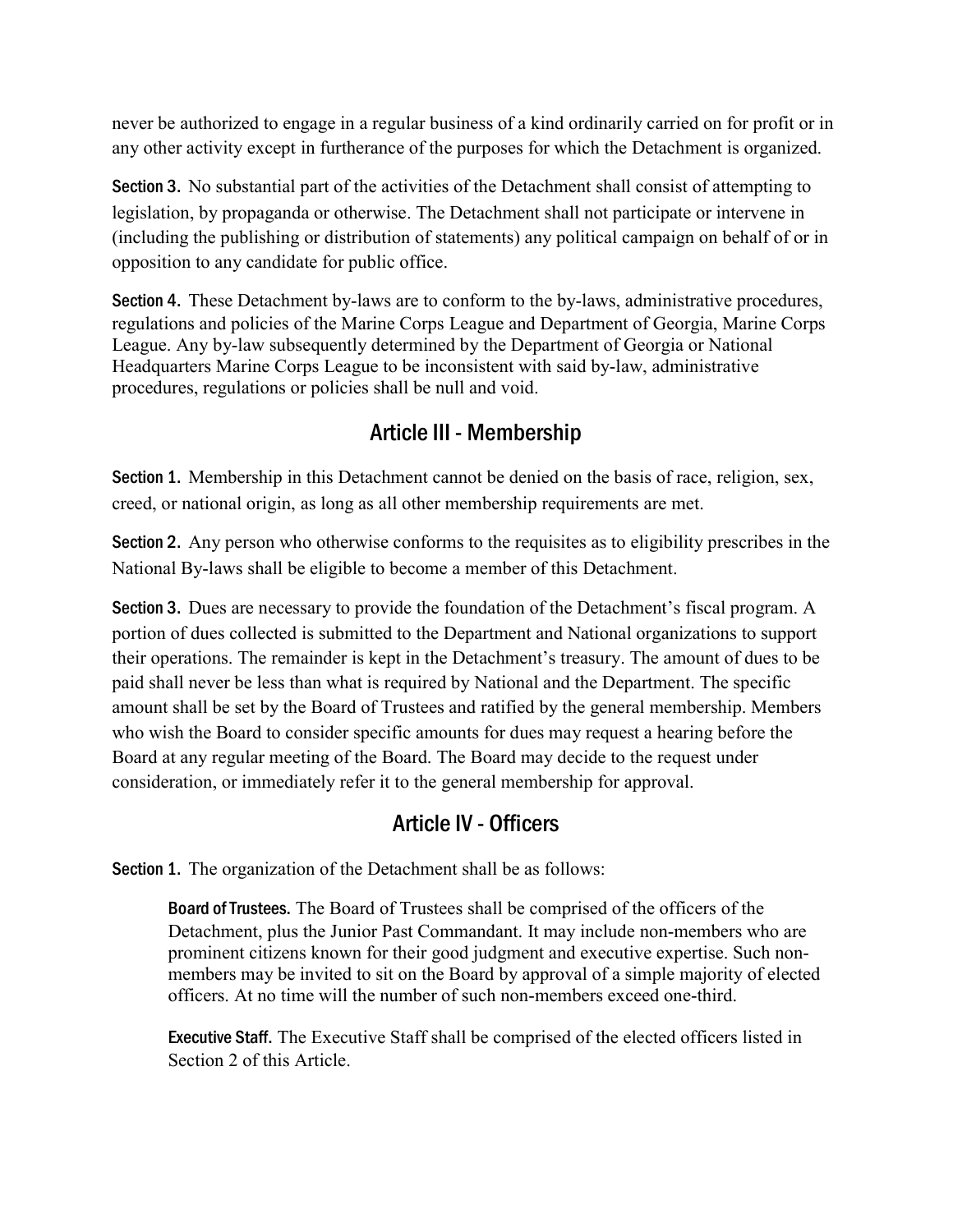never be authorized to engage in a regular business of a kind ordinarily carried on for profit or in any other activity except in furtherance of the purposes for which the Detachment is organized.

**Section 3.** No substantial part of the activities of the Detachment shall consist of attempting to legislation, by propaganda or otherwise. The Detachment shall not participate or intervene in (including the publishing or distribution of statements) any political campaign on behalf of or in opposition to any candidate for public office.

**Section 4.** These Detachment by-laws are to conform to the by-laws, administrative procedures, regulations and policies of the Marine Corps League and Department of Georgia, Marine Corps League. Any by-law subsequently determined by the Department of Georgia or National Headquarters Marine Corps League to be inconsistent with said by-law, administrative procedures, regulations or policies shall be null and void.

## Article III - Membership

**Section 1.** Membership in this Detachment cannot be denied on the basis of race, religion, sex, creed, or national origin, as long as all other membership requirements are met.

**Section 2.** Any person who otherwise conforms to the requisites as to eligibility prescribes in the National By-laws shall be eligible to become a member of this Detachment.

**Section 3.** Dues are necessary to provide the foundation of the Detachment's fiscal program. A portion of dues collected is submitted to the Department and National organizations to support their operations. The remainder is kept in the Detachment's treasury. The amount of dues to be paid shall never be less than what is required by National and the Department. The specific amount shall be set by the Board of Trustees and ratified by the general membership. Members who wish the Board to consider specific amounts for dues may request a hearing before the Board at any regular meeting of the Board. The Board may decide to the request under consideration, or immediately refer it to the general membership for approval.

## Article IV - Officers

**Section 1.** The organization of the Detachment shall be as follows:

> **Board of Trustees.** The Board of Trustees shall be comprised of the officers of the Detachment, plus the Junior Past Commandant. It may include non-members who are prominent citizens known for their good judgment and executive expertise. Such non-members may be invited to sit on the Board by approval of a simple majority of elected officers. At no time will the number of such non-members exceed one-third.
>
> **Executive Staff.** The Executive Staff shall be comprised of the elected officers listed in Section 2 of this Article.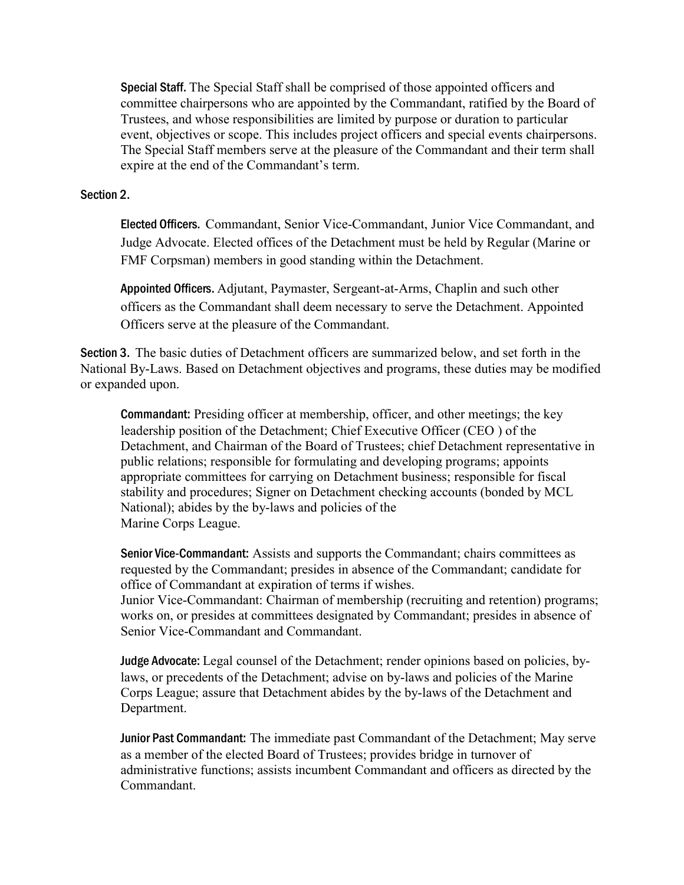**Special Staff.** The Special Staff shall be comprised of those appointed officers and committee chairpersons who are appointed by the Commandant, ratified by the Board of Trustees, and whose responsibilities are limited by purpose or duration to particular event, objectives or scope. This includes project officers and special events chairpersons. The Special Staff members serve at the pleasure of the Commandant and their term shall expire at the end of the Commandant's term.

**Section 2.**

**Elected Officers.** Commandant, Senior Vice-Commandant, Junior Vice Commandant, and Judge Advocate. Elected offices of the Detachment must be held by Regular (Marine or FMF Corpsman) members in good standing within the Detachment.

**Appointed Officers.** Adjutant, Paymaster, Sergeant-at-Arms, Chaplin and such other officers as the Commandant shall deem necessary to serve the Detachment. Appointed Officers serve at the pleasure of the Commandant.

**Section 3.** The basic duties of Detachment officers are summarized below, and set forth in the National By-Laws. Based on Detachment objectives and programs, these duties may be modified or expanded upon.

**Commandant:** Presiding officer at membership, officer, and other meetings; the key leadership position of the Detachment; Chief Executive Officer (CEO ) of the Detachment, and Chairman of the Board of Trustees; chief Detachment representative in public relations; responsible for formulating and developing programs; appoints appropriate committees for carrying on Detachment business; responsible for fiscal stability and procedures; Signer on Detachment checking accounts (bonded by MCL National); abides by the by-laws and policies of the Marine Corps League.

**Senior Vice-Commandant:** Assists and supports the Commandant; chairs committees as requested by the Commandant; presides in absence of the Commandant; candidate for office of Commandant at expiration of terms if wishes.
Junior Vice-Commandant: Chairman of membership (recruiting and retention) programs; works on, or presides at committees designated by Commandant; presides in absence of Senior Vice-Commandant and Commandant.

**Judge Advocate:** Legal counsel of the Detachment; render opinions based on policies, by-laws, or precedents of the Detachment; advise on by-laws and policies of the Marine Corps League; assure that Detachment abides by the by-laws of the Detachment and Department.

**Junior Past Commandant:** The immediate past Commandant of the Detachment; May serve as a member of the elected Board of Trustees; provides bridge in turnover of administrative functions; assists incumbent Commandant and officers as directed by the Commandant.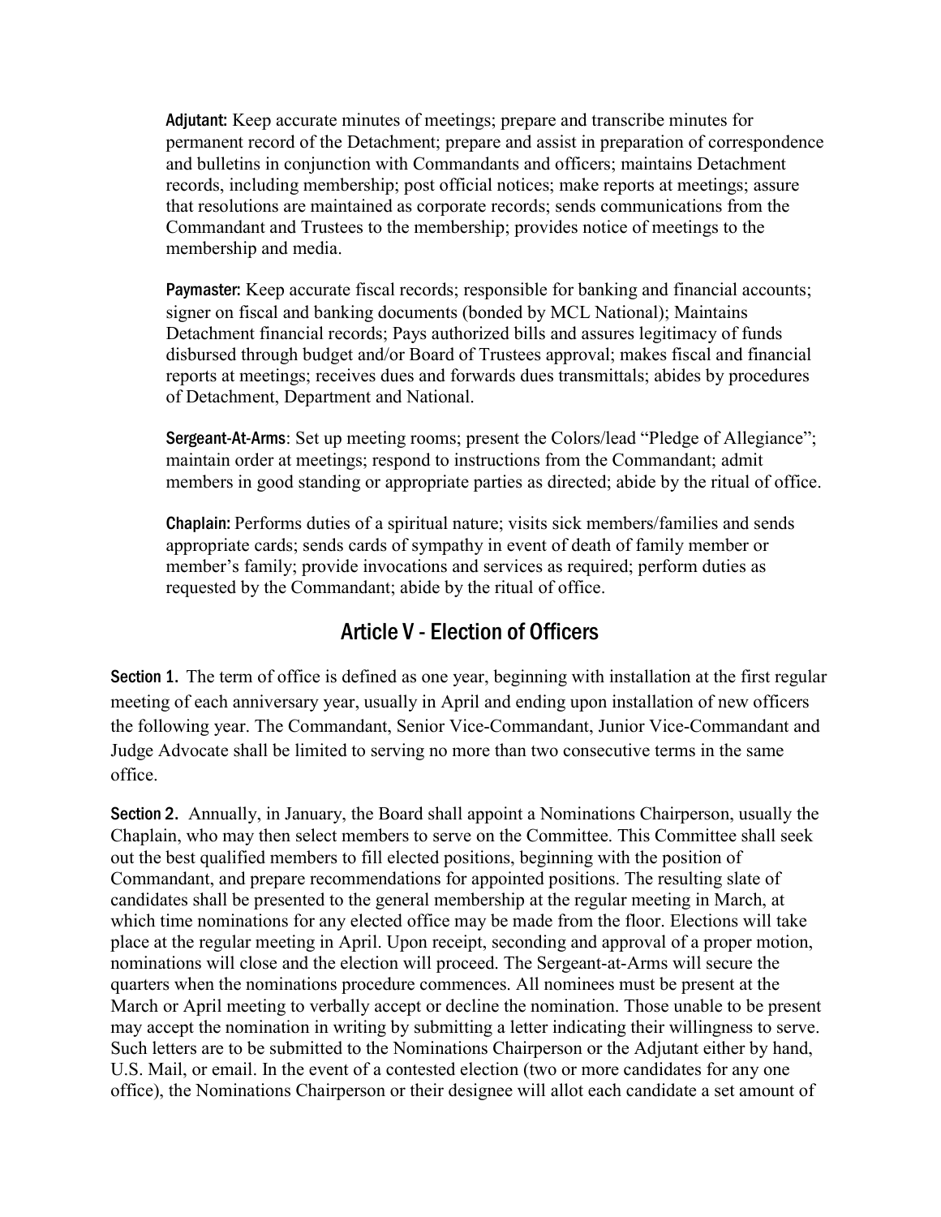**Adjutant:** Keep accurate minutes of meetings; prepare and transcribe minutes for permanent record of the Detachment; prepare and assist in preparation of correspondence and bulletins in conjunction with Commandants and officers; maintains Detachment records, including membership; post official notices; make reports at meetings; assure that resolutions are maintained as corporate records; sends communications from the Commandant and Trustees to the membership; provides notice of meetings to the membership and media.

**Paymaster:** Keep accurate fiscal records; responsible for banking and financial accounts; signer on fiscal and banking documents (bonded by MCL National); Maintains Detachment financial records; Pays authorized bills and assures legitimacy of funds disbursed through budget and/or Board of Trustees approval; makes fiscal and financial reports at meetings; receives dues and forwards dues transmittals; abides by procedures of Detachment, Department and National.

**Sergeant-At-Arms**: Set up meeting rooms; present the Colors/lead "Pledge of Allegiance"; maintain order at meetings; respond to instructions from the Commandant; admit members in good standing or appropriate parties as directed; abide by the ritual of office.

**Chaplain:** Performs duties of a spiritual nature; visits sick members/families and sends appropriate cards; sends cards of sympathy in event of death of family member or member's family; provide invocations and services as required; perform duties as requested by the Commandant; abide by the ritual of office.

## Article V - Election of Officers

**Section 1.** The term of office is defined as one year, beginning with installation at the first regular meeting of each anniversary year, usually in April and ending upon installation of new officers the following year. The Commandant, Senior Vice-Commandant, Junior Vice-Commandant and Judge Advocate shall be limited to serving no more than two consecutive terms in the same office.

**Section 2.** Annually, in January, the Board shall appoint a Nominations Chairperson, usually the Chaplain, who may then select members to serve on the Committee. This Committee shall seek out the best qualified members to fill elected positions, beginning with the position of Commandant, and prepare recommendations for appointed positions. The resulting slate of candidates shall be presented to the general membership at the regular meeting in March, at which time nominations for any elected office may be made from the floor. Elections will take place at the regular meeting in April. Upon receipt, seconding and approval of a proper motion, nominations will close and the election will proceed. The Sergeant-at-Arms will secure the quarters when the nominations procedure commences. All nominees must be present at the March or April meeting to verbally accept or decline the nomination. Those unable to be present may accept the nomination in writing by submitting a letter indicating their willingness to serve. Such letters are to be submitted to the Nominations Chairperson or the Adjutant either by hand, U.S. Mail, or email. In the event of a contested election (two or more candidates for any one office), the Nominations Chairperson or their designee will allot each candidate a set amount of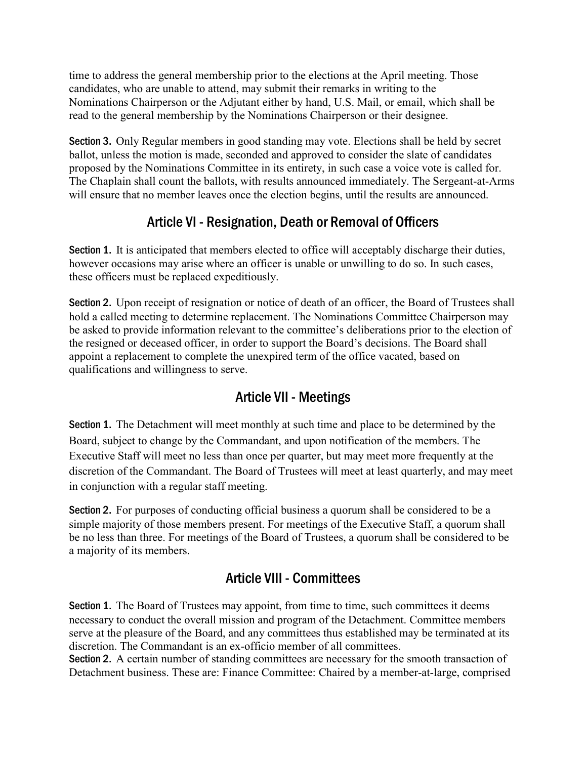time to address the general membership prior to the elections at the April meeting. Those candidates, who are unable to attend, may submit their remarks in writing to the Nominations Chairperson or the Adjutant either by hand, U.S. Mail, or email, which shall be read to the general membership by the Nominations Chairperson or their designee.

**Section 3.** Only Regular members in good standing may vote. Elections shall be held by secret ballot, unless the motion is made, seconded and approved to consider the slate of candidates proposed by the Nominations Committee in its entirety, in such case a voice vote is called for. The Chaplain shall count the ballots, with results announced immediately. The Sergeant-at-Arms will ensure that no member leaves once the election begins, until the results are announced.

## Article VI - Resignation, Death or Removal of Officers

**Section 1.** It is anticipated that members elected to office will acceptably discharge their duties, however occasions may arise where an officer is unable or unwilling to do so. In such cases, these officers must be replaced expeditiously.

**Section 2.** Upon receipt of resignation or notice of death of an officer, the Board of Trustees shall hold a called meeting to determine replacement. The Nominations Committee Chairperson may be asked to provide information relevant to the committee's deliberations prior to the election of the resigned or deceased officer, in order to support the Board's decisions. The Board shall appoint a replacement to complete the unexpired term of the office vacated, based on qualifications and willingness to serve.

## Article VII - Meetings

**Section 1.** The Detachment will meet monthly at such time and place to be determined by the Board, subject to change by the Commandant, and upon notification of the members. The Executive Staff will meet no less than once per quarter, but may meet more frequently at the discretion of the Commandant. The Board of Trustees will meet at least quarterly, and may meet in conjunction with a regular staff meeting.

**Section 2.** For purposes of conducting official business a quorum shall be considered to be a simple majority of those members present. For meetings of the Executive Staff, a quorum shall be no less than three. For meetings of the Board of Trustees, a quorum shall be considered to be a majority of its members.

## Article VIII - Committees

**Section 1.** The Board of Trustees may appoint, from time to time, such committees it deems necessary to conduct the overall mission and program of the Detachment. Committee members serve at the pleasure of the Board, and any committees thus established may be terminated at its discretion. The Commandant is an ex-officio member of all committees.

**Section 2.** A certain number of standing committees are necessary for the smooth transaction of Detachment business. These are: Finance Committee: Chaired by a member-at-large, comprised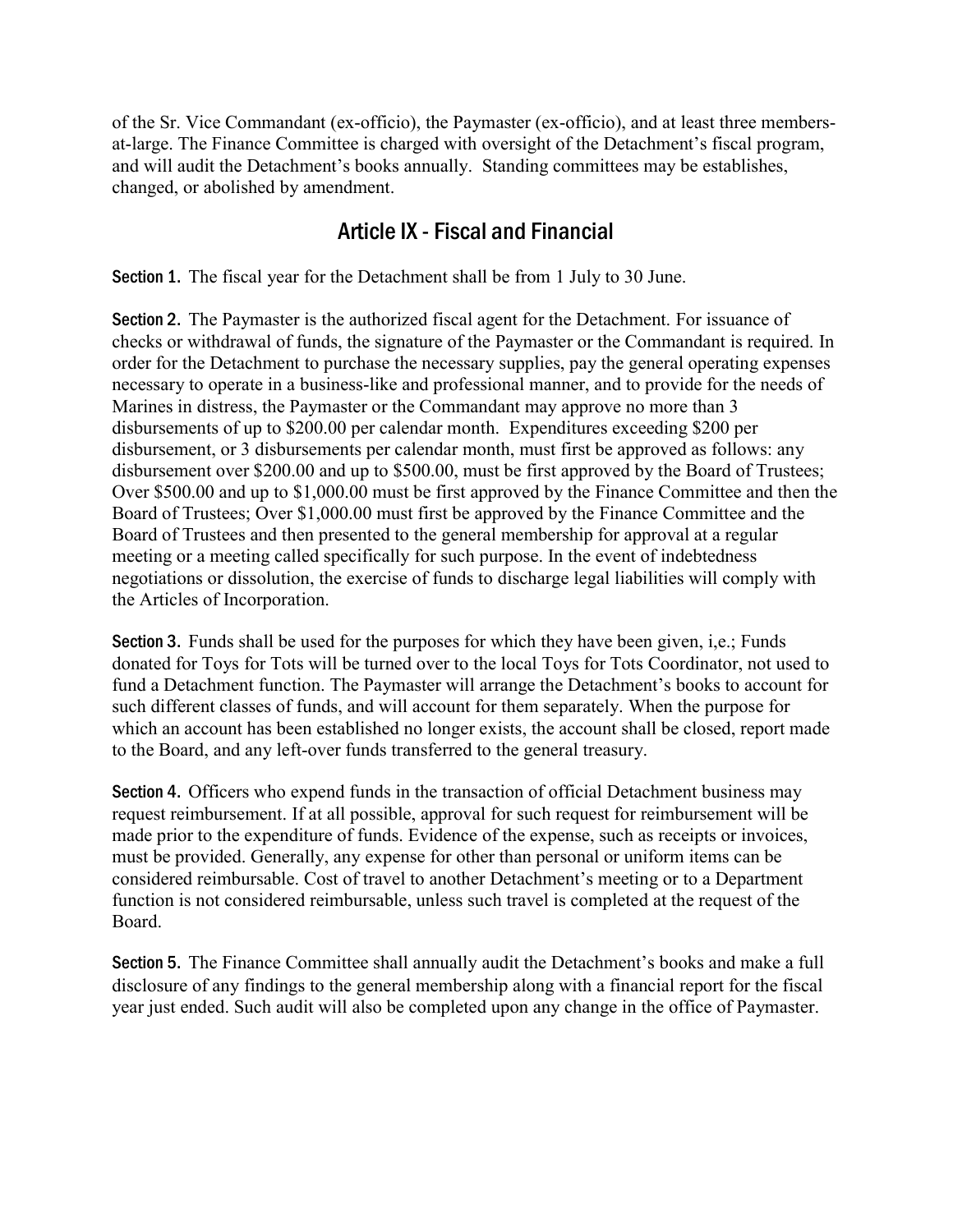of the Sr. Vice Commandant (ex-officio), the Paymaster (ex-officio), and at least three members-at-large. The Finance Committee is charged with oversight of the Detachment's fiscal program, and will audit the Detachment's books annually. Standing committees may be establishes, changed, or abolished by amendment.

## Article IX - Fiscal and Financial

**Section 1.** The fiscal year for the Detachment shall be from 1 July to 30 June.

**Section 2.** The Paymaster is the authorized fiscal agent for the Detachment. For issuance of checks or withdrawal of funds, the signature of the Paymaster or the Commandant is required. In order for the Detachment to purchase the necessary supplies, pay the general operating expenses necessary to operate in a business-like and professional manner, and to provide for the needs of Marines in distress, the Paymaster or the Commandant may approve no more than 3 disbursements of up to $200.00 per calendar month. Expenditures exceeding $200 per disbursement, or 3 disbursements per calendar month, must first be approved as follows: any disbursement over $200.00 and up to $500.00, must be first approved by the Board of Trustees; Over $500.00 and up to $1,000.00 must be first approved by the Finance Committee and then the Board of Trustees; Over $1,000.00 must first be approved by the Finance Committee and the Board of Trustees and then presented to the general membership for approval at a regular meeting or a meeting called specifically for such purpose. In the event of indebtedness negotiations or dissolution, the exercise of funds to discharge legal liabilities will comply with the Articles of Incorporation.

**Section 3.** Funds shall be used for the purposes for which they have been given, i,e.; Funds donated for Toys for Tots will be turned over to the local Toys for Tots Coordinator, not used to fund a Detachment function. The Paymaster will arrange the Detachment's books to account for such different classes of funds, and will account for them separately. When the purpose for which an account has been established no longer exists, the account shall be closed, report made to the Board, and any left-over funds transferred to the general treasury.

**Section 4.** Officers who expend funds in the transaction of official Detachment business may request reimbursement. If at all possible, approval for such request for reimbursement will be made prior to the expenditure of funds. Evidence of the expense, such as receipts or invoices, must be provided. Generally, any expense for other than personal or uniform items can be considered reimbursable. Cost of travel to another Detachment's meeting or to a Department function is not considered reimbursable, unless such travel is completed at the request of the Board.

**Section 5.** The Finance Committee shall annually audit the Detachment's books and make a full disclosure of any findings to the general membership along with a financial report for the fiscal year just ended. Such audit will also be completed upon any change in the office of Paymaster.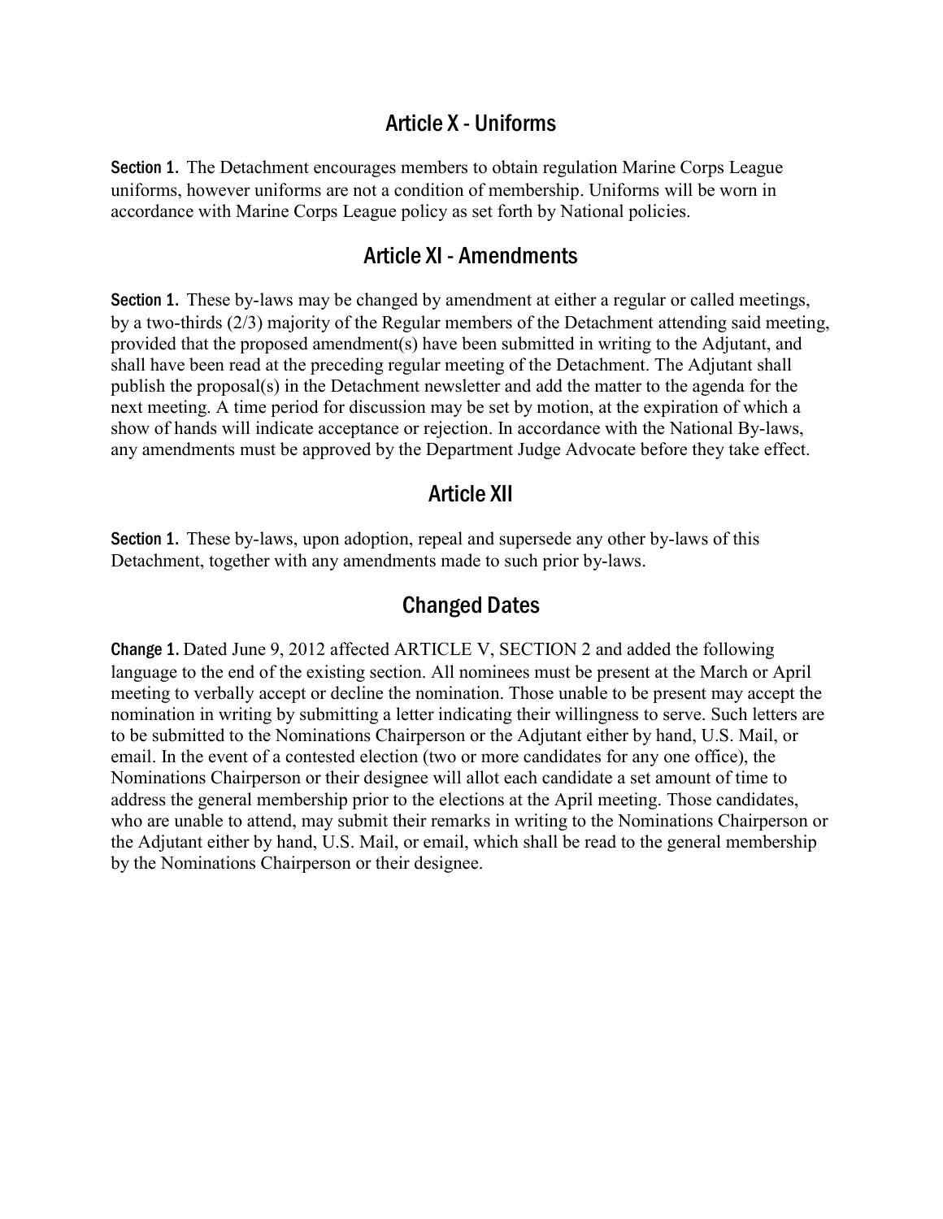## Article X - Uniforms

**Section 1.** The Detachment encourages members to obtain regulation Marine Corps League uniforms, however uniforms are not a condition of membership. Uniforms will be worn in accordance with Marine Corps League policy as set forth by National policies.

## Article XI - Amendments

**Section 1.** These by-laws may be changed by amendment at either a regular or called meetings, by a two-thirds (2/3) majority of the Regular members of the Detachment attending said meeting, provided that the proposed amendment(s) have been submitted in writing to the Adjutant, and shall have been read at the preceding regular meeting of the Detachment. The Adjutant shall publish the proposal(s) in the Detachment newsletter and add the matter to the agenda for the next meeting. A time period for discussion may be set by motion, at the expiration of which a show of hands will indicate acceptance or rejection. In accordance with the National By-laws, any amendments must be approved by the Department Judge Advocate before they take effect.

## Article XII

**Section 1.** These by-laws, upon adoption, repeal and supersede any other by-laws of this Detachment, together with any amendments made to such prior by-laws.

## Changed Dates

**Change 1.** Dated June 9, 2012 affected ARTICLE V, SECTION 2 and added the following language to the end of the existing section. All nominees must be present at the March or April meeting to verbally accept or decline the nomination. Those unable to be present may accept the nomination in writing by submitting a letter indicating their willingness to serve. Such letters are to be submitted to the Nominations Chairperson or the Adjutant either by hand, U.S. Mail, or email. In the event of a contested election (two or more candidates for any one office), the Nominations Chairperson or their designee will allot each candidate a set amount of time to address the general membership prior to the elections at the April meeting. Those candidates, who are unable to attend, may submit their remarks in writing to the Nominations Chairperson or the Adjutant either by hand, U.S. Mail, or email, which shall be read to the general membership by the Nominations Chairperson or their designee.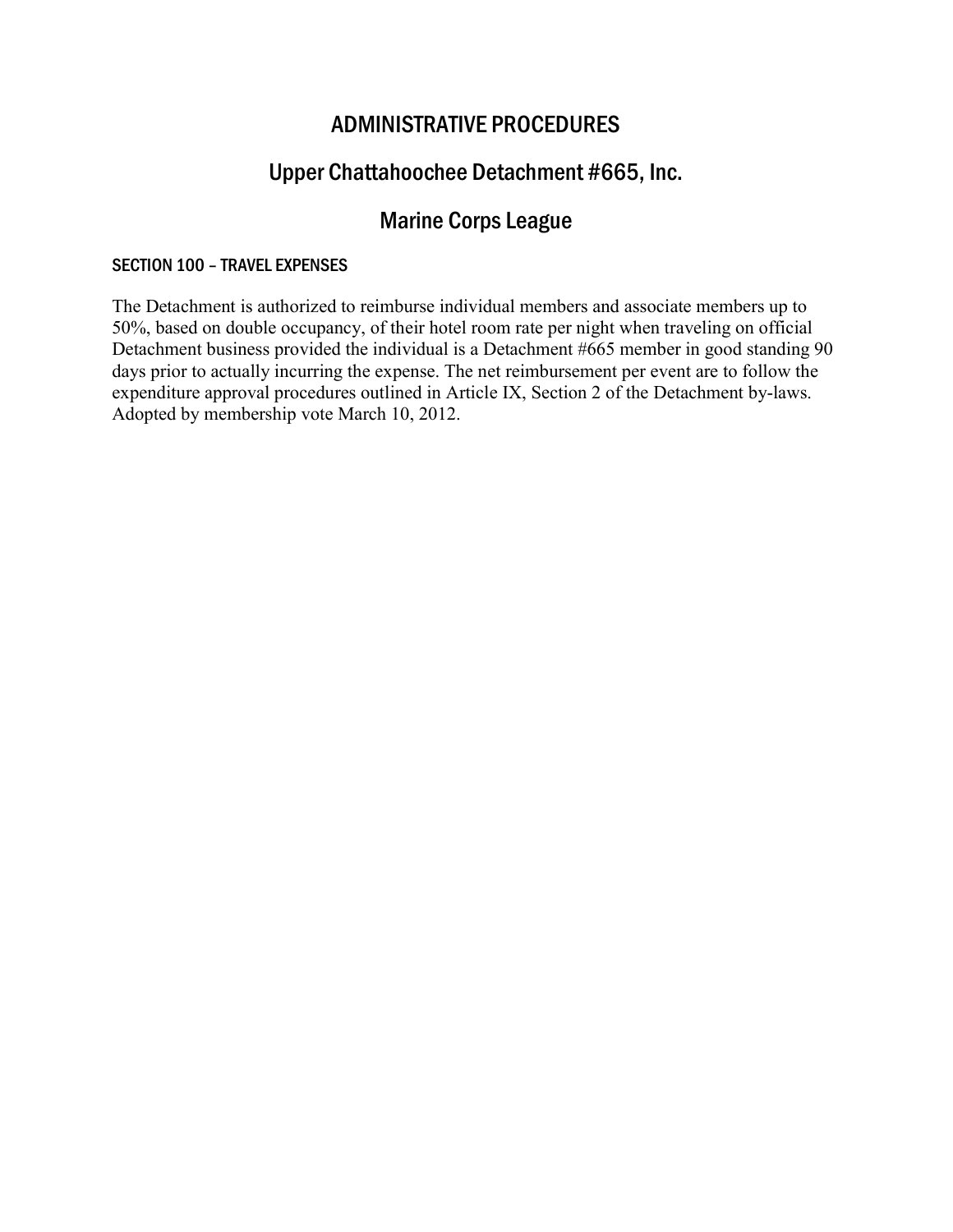# ADMINISTRATIVE PROCEDURES

## Upper Chattahoochee Detachment #665, Inc.

## Marine Corps League

### SECTION 100 – TRAVEL EXPENSES

The Detachment is authorized to reimburse individual members and associate members up to 50%, based on double occupancy, of their hotel room rate per night when traveling on official Detachment business provided the individual is a Detachment #665 member in good standing 90 days prior to actually incurring the expense. The net reimbursement per event are to follow the expenditure approval procedures outlined in Article IX, Section 2 of the Detachment by-laws. Adopted by membership vote March 10, 2012.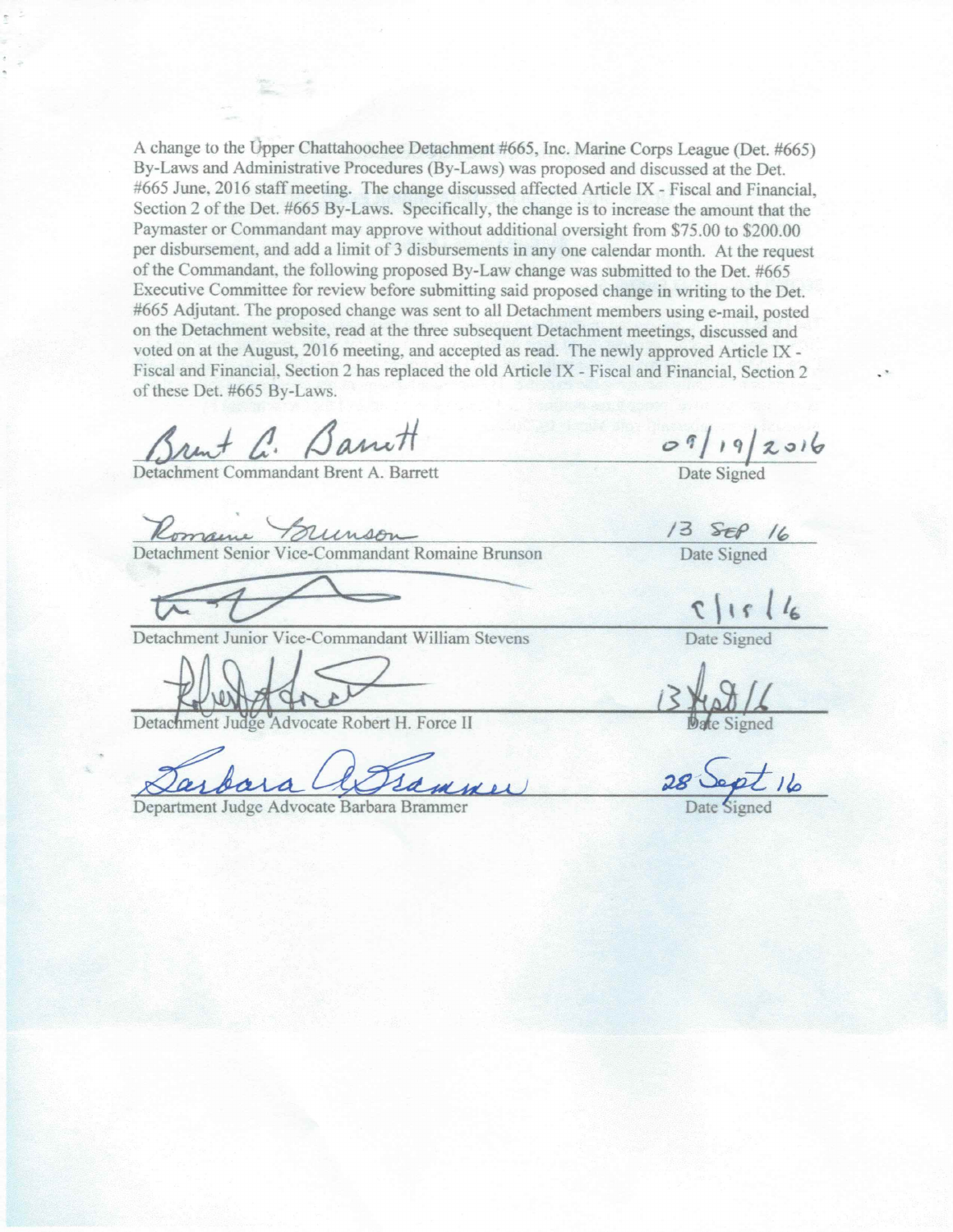A change to the Upper Chattahoochee Detachment #665, Inc. Marine Corps League (Det. #665) By-Laws and Administrative Procedures (By-Laws) was proposed and discussed at the Det. #665 June, 2016 staff meeting. The change discussed affected Article IX - Fiscal and Financial, Section 2 of the Det. #665 By-Laws. Specifically, the change is to increase the amount that the Paymaster or Commandant may approve without additional oversight from $75.00 to $200.00 per disbursement, and add a limit of 3 disbursements in any one calendar month. At the request of the Commandant, the following proposed By-Law change was submitted to the Det. #665 Executive Committee for review before submitting said proposed change in writing to the Det. #665 Adjutant. The proposed change was sent to all Detachment members using e-mail, posted on the Detachment website, read at the three subsequent Detachment meetings, discussed and voted on at the August, 2016 meeting, and accepted as read. The newly approved Article IX - Fiscal and Financial, Section 2 has replaced the old Article IX - Fiscal and Financial, Section 2 of these Det. #665 By-Laws.

Brent A. Barrett — 09/19/2016

Detachment Commandant Brent A. Barrett — Date Signed

Romaine Brunson — 13 SEP 16

Detachment Senior Vice-Commandant Romaine Brunson — Date Signed

[signature] — 9/15/16

Detachment Junior Vice-Commandant William Stevens — Date Signed

[signature] — 13 Sept 16

Detachment Judge Advocate Robert H. Force II — Date Signed

Barbara A. Brammer — 28 Sept 16

Department Judge Advocate Barbara Brammer — Date Signed